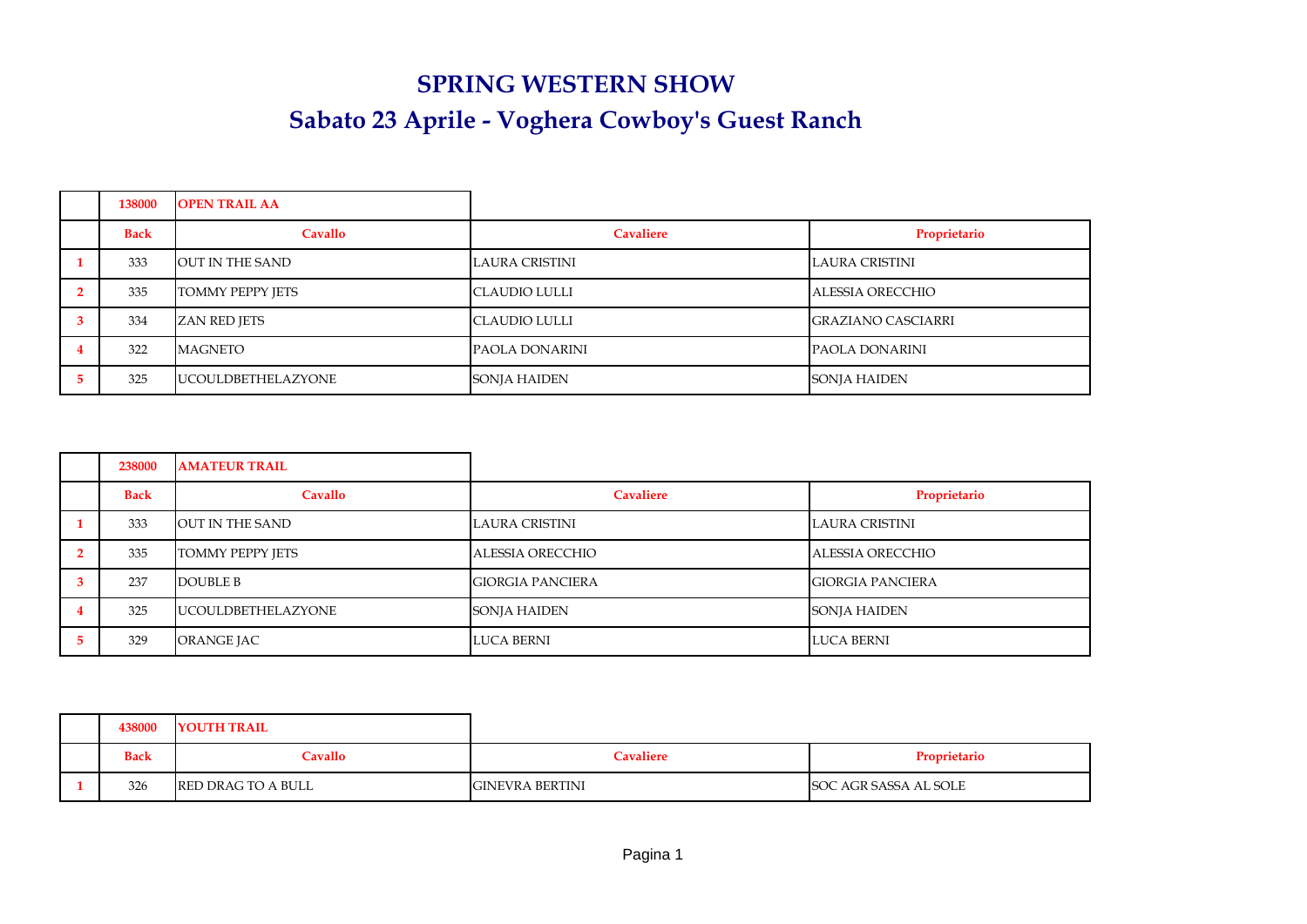# SPRING WESTERN SHOW

## Sabato 23 Aprile - Voghera Cowboy's Guest Ranch

| | 138000 | OPEN TRAIL AA | | |
|---|---|---|---|---|
| | **Back** | **Cavallo** | **Cavaliere** | **Proprietario** |
| **1** | 333 | OUT IN THE SAND | LAURA CRISTINI | LAURA CRISTINI |
| **2** | 335 | TOMMY PEPPY JETS | CLAUDIO LULLI | ALESSIA ORECCHIO |
| **3** | 334 | ZAN RED JETS | CLAUDIO LULLI | GRAZIANO CASCIARRI |
| **4** | 322 | MAGNETO | PAOLA DONARINI | PAOLA DONARINI |
| **5** | 325 | UCOULDBETHELAZYONE | SONJA HAIDEN | SONJA HAIDEN |

| | 238000 | AMATEUR TRAIL | | |
|---|---|---|---|---|
| | **Back** | **Cavallo** | **Cavaliere** | **Proprietario** |
| **1** | 333 | OUT IN THE SAND | LAURA CRISTINI | LAURA CRISTINI |
| **2** | 335 | TOMMY PEPPY JETS | ALESSIA ORECCHIO | ALESSIA ORECCHIO |
| **3** | 237 | DOUBLE B | GIORGIA PANCIERA | GIORGIA PANCIERA |
| **4** | 325 | UCOULDBETHELAZYONE | SONJA HAIDEN | SONJA HAIDEN |
| **5** | 329 | ORANGE JAC | LUCA BERNI | LUCA BERNI |

| | 438000 | YOUTH TRAIL | | |
|---|---|---|---|---|
| | **Back** | **Cavallo** | **Cavaliere** | **Proprietario** |
| **1** | 326 | RED DRAG TO A BULL | GINEVRA BERTINI | SOC AGR SASSA AL SOLE |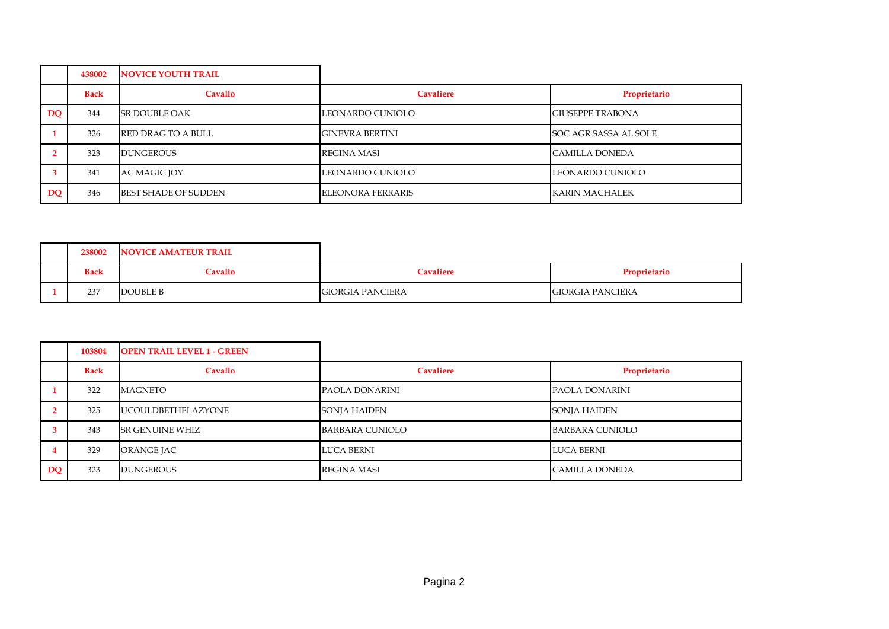| | 438002 | NOVICE YOUTH TRAIL | | |
|---|---|---|---|---|
| | Back | Cavallo | Cavaliere | Proprietario |
| DQ | 344 | SR DOUBLE OAK | LEONARDO CUNIOLO | GIUSEPPE TRABONA |
| 1 | 326 | RED DRAG TO A BULL | GINEVRA BERTINI | SOC AGR SASSA AL SOLE |
| 2 | 323 | DUNGEROUS | REGINA MASI | CAMILLA DONEDA |
| 3 | 341 | AC MAGIC JOY | LEONARDO CUNIOLO | LEONARDO CUNIOLO |
| DQ | 346 | BEST SHADE OF SUDDEN | ELEONORA FERRARIS | KARIN MACHALEK |

| | 238002 | NOVICE AMATEUR TRAIL | | |
|---|---|---|---|---|
| | Back | Cavallo | Cavaliere | Proprietario |
| 1 | 237 | DOUBLE B | GIORGIA PANCIERA | GIORGIA PANCIERA |

| | 103804 | OPEN TRAIL LEVEL 1 - GREEN | | |
|---|---|---|---|---|
| | Back | Cavallo | Cavaliere | Proprietario |
| 1 | 322 | MAGNETO | PAOLA DONARINI | PAOLA DONARINI |
| 2 | 325 | UCOULDBETHELAZYONE | SONJA HAIDEN | SONJA HAIDEN |
| 3 | 343 | SR GENUINE WHIZ | BARBARA CUNIOLO | BARBARA CUNIOLO |
| 4 | 329 | ORANGE JAC | LUCA BERNI | LUCA BERNI |
| DQ | 323 | DUNGEROUS | REGINA MASI | CAMILLA DONEDA |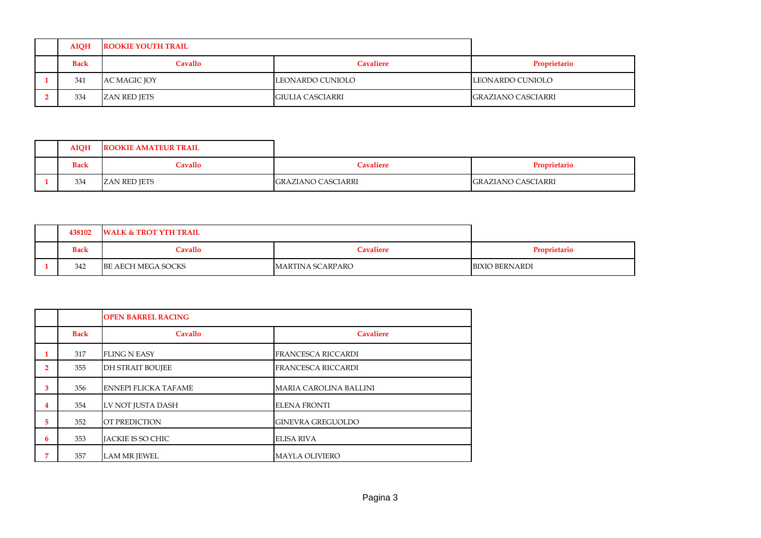| | AIQH | ROOKIE YOUTH TRAIL | | |
|---|---|---|---|---|
| | Back | Cavallo | Cavaliere | Proprietario |
| 1 | 341 | AC MAGIC JOY | LEONARDO CUNIOLO | LEONARDO CUNIOLO |
| 2 | 334 | ZAN RED JETS | GIULIA CASCIARRI | GRAZIANO CASCIARRI |

| | AIQH | ROOKIE AMATEUR TRAIL | | |
|---|---|---|---|---|
| | Back | Cavallo | Cavaliere | Proprietario |
| 1 | 334 | ZAN RED JETS | GRAZIANO CASCIARRI | GRAZIANO CASCIARRI |

| | 438102 | WALK & TROT YTH TRAIL | | |
|---|---|---|---|---|
| | Back | Cavallo | Cavaliere | Proprietario |
| 1 | 342 | BE AECH MEGA SOCKS | MARTINA SCARPARO | BIXIO BERNARDI |

| | | OPEN BARREL RACING | |
|---|---|---|---|
| | Back | Cavallo | Cavaliere |
| 1 | 317 | FLING N EASY | FRANCESCA RICCARDI |
| 2 | 355 | DH STRAIT BOUJEE | FRANCESCA RICCARDI |
| 3 | 356 | ENNEPI FLICKA TAFAME | MARIA CAROLINA BALLINI |
| 4 | 354 | LV NOT JUSTA DASH | ELENA FRONTI |
| 5 | 352 | OT PREDICTION | GINEVRA GREGUOLDO |
| 6 | 353 | JACKIE IS SO CHIC | ELISA RIVA |
| 7 | 357 | LAM MR JEWEL | MAYLA OLIVIERO |